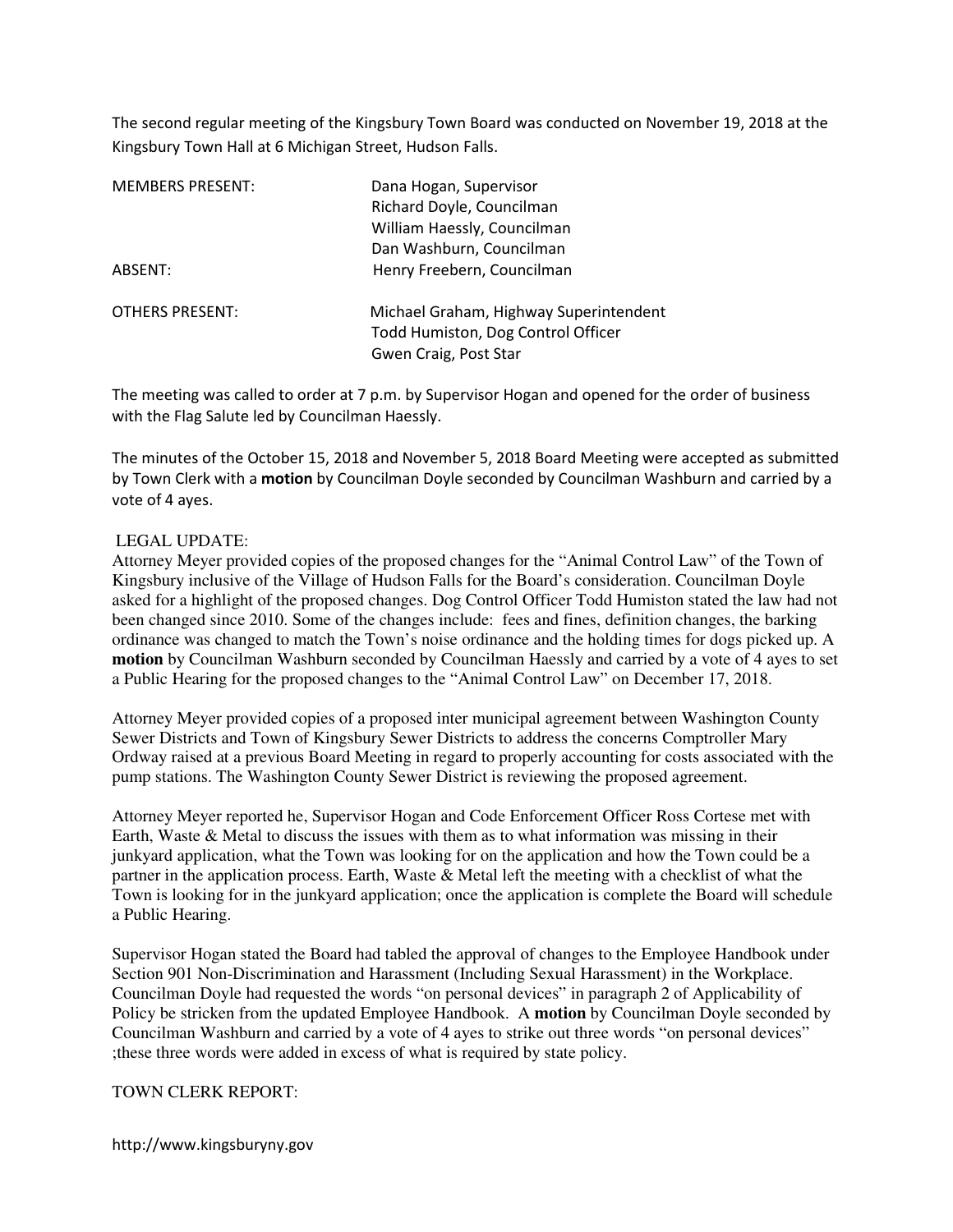The second regular meeting of the Kingsbury Town Board was conducted on November 19, 2018 at the Kingsbury Town Hall at 6 Michigan Street, Hudson Falls.

| | |
|---|---|
| MEMBERS PRESENT: | Dana Hogan, Supervisor |
| | Richard Doyle, Councilman |
| | William Haessly, Councilman |
| | Dan Washburn, Councilman |
| ABSENT: | Henry Freebern, Councilman |
| OTHERS PRESENT: | Michael Graham, Highway Superintendent |
| | Todd Humiston, Dog Control Officer |
| | Gwen Craig, Post Star |

The meeting was called to order at 7 p.m. by Supervisor Hogan and opened for the order of business with the Flag Salute led by Councilman Haessly.

The minutes of the October 15, 2018 and November 5, 2018 Board Meeting were accepted as submitted by Town Clerk with a **motion** by Councilman Doyle seconded by Councilman Washburn and carried by a vote of 4 ayes.

LEGAL UPDATE:

Attorney Meyer provided copies of the proposed changes for the "Animal Control Law" of the Town of Kingsbury inclusive of the Village of Hudson Falls for the Board's consideration. Councilman Doyle asked for a highlight of the proposed changes. Dog Control Officer Todd Humiston stated the law had not been changed since 2010. Some of the changes include: fees and fines, definition changes, the barking ordinance was changed to match the Town's noise ordinance and the holding times for dogs picked up. A **motion** by Councilman Washburn seconded by Councilman Haessly and carried by a vote of 4 ayes to set a Public Hearing for the proposed changes to the "Animal Control Law" on December 17, 2018.

Attorney Meyer provided copies of a proposed inter municipal agreement between Washington County Sewer Districts and Town of Kingsbury Sewer Districts to address the concerns Comptroller Mary Ordway raised at a previous Board Meeting in regard to properly accounting for costs associated with the pump stations. The Washington County Sewer District is reviewing the proposed agreement.

Attorney Meyer reported he, Supervisor Hogan and Code Enforcement Officer Ross Cortese met with Earth, Waste & Metal to discuss the issues with them as to what information was missing in their junkyard application, what the Town was looking for on the application and how the Town could be a partner in the application process. Earth, Waste & Metal left the meeting with a checklist of what the Town is looking for in the junkyard application; once the application is complete the Board will schedule a Public Hearing.

Supervisor Hogan stated the Board had tabled the approval of changes to the Employee Handbook under Section 901 Non-Discrimination and Harassment (Including Sexual Harassment) in the Workplace. Councilman Doyle had requested the words "on personal devices" in paragraph 2 of Applicability of Policy be stricken from the updated Employee Handbook. A **motion** by Councilman Doyle seconded by Councilman Washburn and carried by a vote of 4 ayes to strike out three words "on personal devices" ;these three words were added in excess of what is required by state policy.

TOWN CLERK REPORT: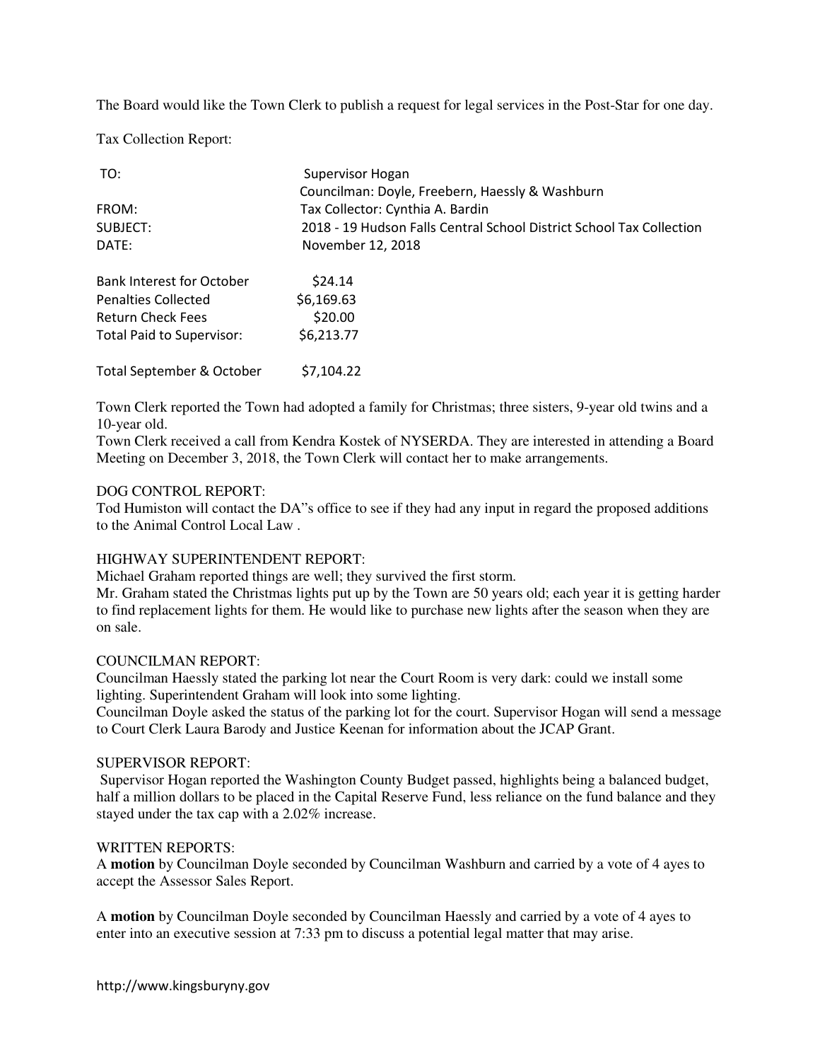The Board would like the Town Clerk to publish a request for legal services in the Post-Star for one day.

Tax Collection Report:

| | |
|---|---|
| TO: | Supervisor Hogan |
| | Councilman: Doyle, Freebern, Haessly & Washburn |
| FROM: | Tax Collector: Cynthia A. Bardin |
| SUBJECT: | 2018 - 19 Hudson Falls Central School District School Tax Collection |
| DATE: | November 12, 2018 |

| | |
|---|---|
| Bank Interest for October | $24.14 |
| Penalties Collected | $6,169.63 |
| Return Check Fees | $20.00 |
| Total Paid to Supervisor: | $6,213.77 |
| Total September & October | $7,104.22 |

Town Clerk reported the Town had adopted a family for Christmas; three sisters, 9-year old twins and a 10-year old.

Town Clerk received a call from Kendra Kostek of NYSERDA. They are interested in attending a Board Meeting on December 3, 2018, the Town Clerk will contact her to make arrangements.

DOG CONTROL REPORT:

Tod Humiston will contact the DA"s office to see if they had any input in regard the proposed additions to the Animal Control Local Law .

HIGHWAY SUPERINTENDENT REPORT:

Michael Graham reported things are well; they survived the first storm.

Mr. Graham stated the Christmas lights put up by the Town are 50 years old; each year it is getting harder to find replacement lights for them. He would like to purchase new lights after the season when they are on sale.

COUNCILMAN REPORT:

Councilman Haessly stated the parking lot near the Court Room is very dark: could we install some lighting. Superintendent Graham will look into some lighting.

Councilman Doyle asked the status of the parking lot for the court. Supervisor Hogan will send a message to Court Clerk Laura Barody and Justice Keenan for information about the JCAP Grant.

SUPERVISOR REPORT:

Supervisor Hogan reported the Washington County Budget passed, highlights being a balanced budget, half a million dollars to be placed in the Capital Reserve Fund, less reliance on the fund balance and they stayed under the tax cap with a 2.02% increase.

WRITTEN REPORTS:

A **motion** by Councilman Doyle seconded by Councilman Washburn and carried by a vote of 4 ayes to accept the Assessor Sales Report.

A **motion** by Councilman Doyle seconded by Councilman Haessly and carried by a vote of 4 ayes to enter into an executive session at 7:33 pm to discuss a potential legal matter that may arise.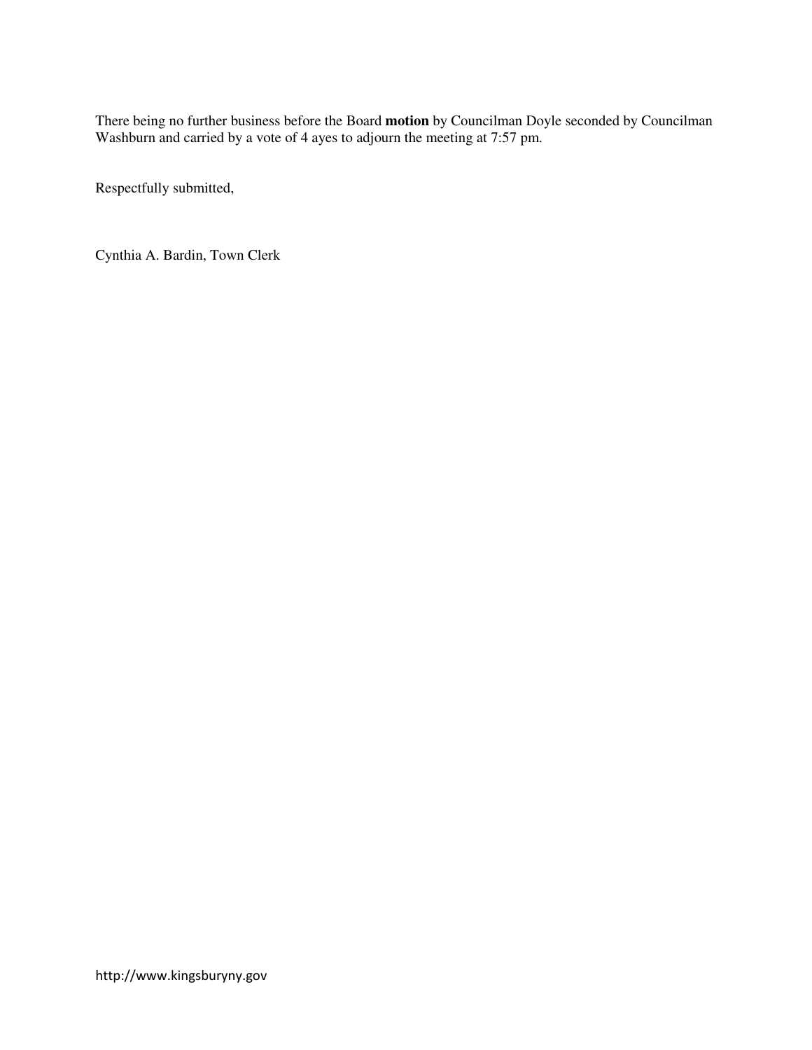There being no further business before the Board **motion** by Councilman Doyle seconded by Councilman Washburn and carried by a vote of 4 ayes to adjourn the meeting at 7:57 pm.

Respectfully submitted,

Cynthia A. Bardin, Town Clerk